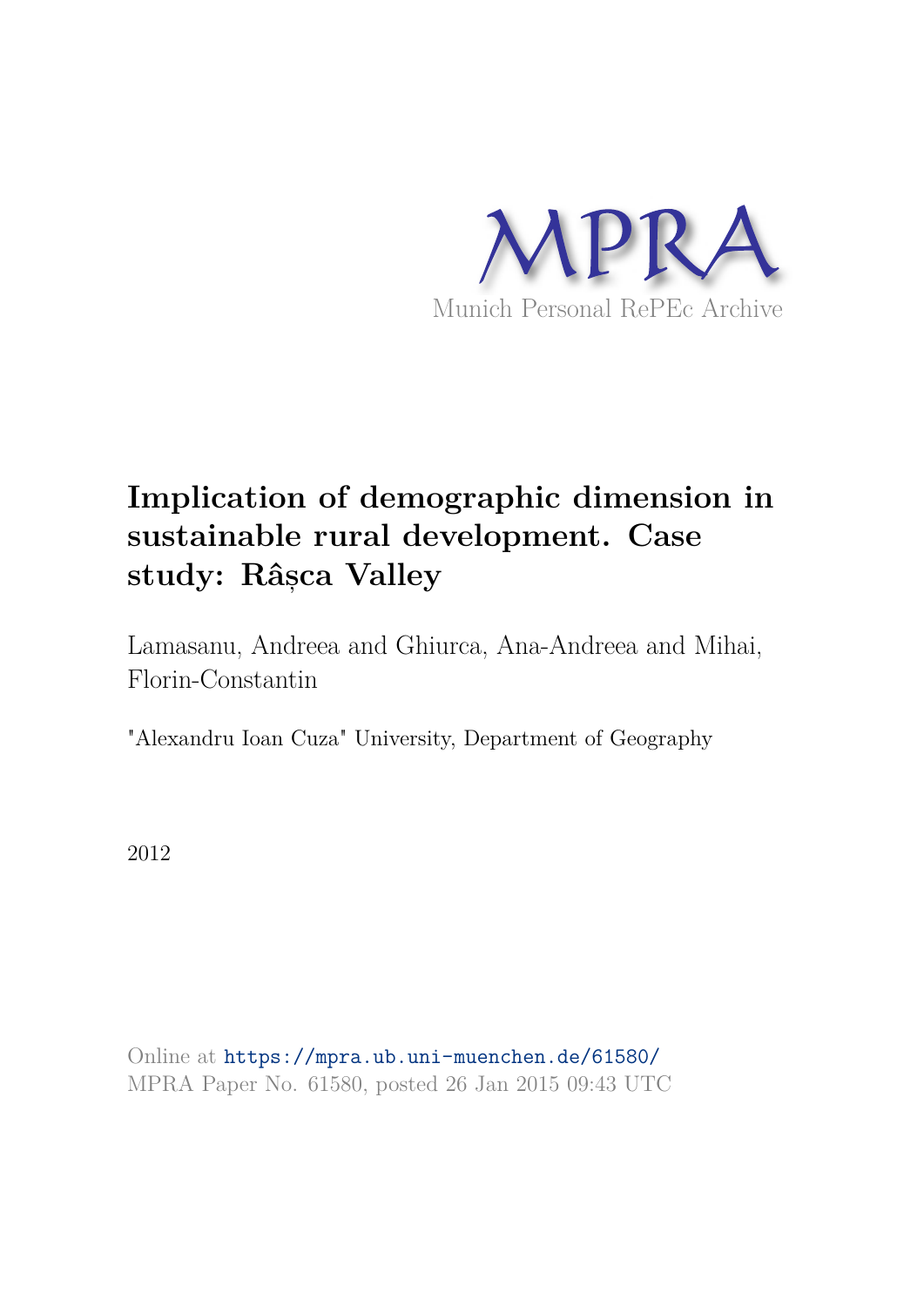MPRA

Munich Personal RePEc Archive

# Implication of demographic dimension in sustainable rural development. Case study: Râșca Valley

Lamasanu, Andreea and Ghiurca, Ana-Andreea and Mihai, Florin-Constantin

"Alexandru Ioan Cuza" University, Department of Geography

2012

Online at https://mpra.ub.uni-muenchen.de/61580/
MPRA Paper No. 61580, posted 26 Jan 2015 09:43 UTC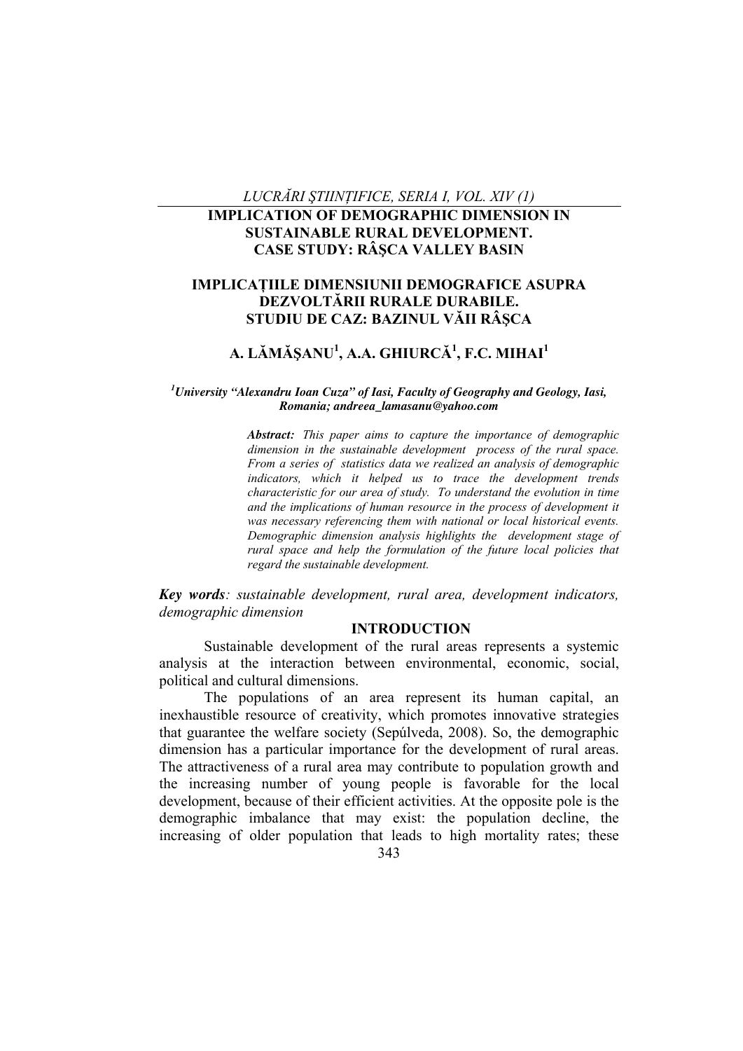# IMPLICATION OF DEMOGRAPHIC DIMENSION IN SUSTAINABLE RURAL DEVELOPMENT. CASE STUDY: RÂŞCA VALLEY BASIN

# IMPLICAȚIILE DIMENSIUNII DEMOGRAFICE ASUPRA DEZVOLTĂRII RURALE DURABILE. STUDIU DE CAZ: BAZINUL VĂII RÂŞCA

**A. LĂMĂŞANU[1], A.A. GHIURCĂ[1], F.C. MIHAI[1]**

*[1]University "Alexandru Ioan Cuza" of Iasi, Faculty of Geography and Geology, Iasi, Romania; andreea_lamasanu@yahoo.com*

***Abstract:*** *This paper aims to capture the importance of demographic dimension in the sustainable development process of the rural space. From a series of statistics data we realized an analysis of demographic indicators, which it helped us to trace the development trends characteristic for our area of study. To understand the evolution in time and the implications of human resource in the process of development it was necessary referencing them with national or local historical events. Demographic dimension analysis highlights the development stage of rural space and help the formulation of the future local policies that regard the sustainable development.*

***Key words****: sustainable development, rural area, development indicators, demographic dimension*

## INTRODUCTION

Sustainable development of the rural areas represents a systemic analysis at the interaction between environmental, economic, social, political and cultural dimensions.

The populations of an area represent its human capital, an inexhaustible resource of creativity, which promotes innovative strategies that guarantee the welfare society (Sepúlveda, 2008). So, the demographic dimension has a particular importance for the development of rural areas. The attractiveness of a rural area may contribute to population growth and the increasing number of young people is favorable for the local development, because of their efficient activities. At the opposite pole is the demographic imbalance that may exist: the population decline, the increasing of older population that leads to high mortality rates; these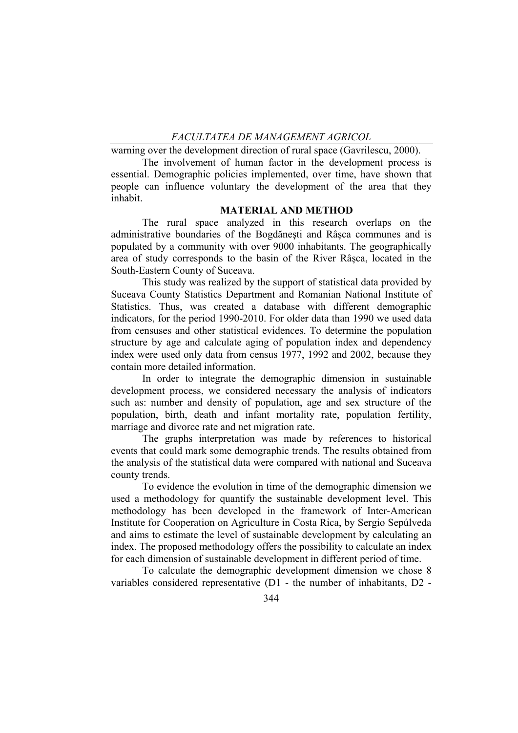warning over the development direction of rural space (Gavrilescu, 2000).

The involvement of human factor in the development process is essential. Demographic policies implemented, over time, have shown that people can influence voluntary the development of the area that they inhabit.

## MATERIAL AND METHOD

The rural space analyzed in this research overlaps on the administrative boundaries of the Bogdăneşti and Râşca communes and is populated by a community with over 9000 inhabitants. The geographically area of study corresponds to the basin of the River Râşca, located in the South-Eastern County of Suceava.

This study was realized by the support of statistical data provided by Suceava County Statistics Department and Romanian National Institute of Statistics. Thus, was created a database with different demographic indicators, for the period 1990-2010. For older data than 1990 we used data from censuses and other statistical evidences. To determine the population structure by age and calculate aging of population index and dependency index were used only data from census 1977, 1992 and 2002, because they contain more detailed information.

In order to integrate the demographic dimension in sustainable development process, we considered necessary the analysis of indicators such as: number and density of population, age and sex structure of the population, birth, death and infant mortality rate, population fertility, marriage and divorce rate and net migration rate.

The graphs interpretation was made by references to historical events that could mark some demographic trends. The results obtained from the analysis of the statistical data were compared with national and Suceava county trends.

To evidence the evolution in time of the demographic dimension we used a methodology for quantify the sustainable development level. This methodology has been developed in the framework of Inter-American Institute for Cooperation on Agriculture in Costa Rica, by Sergio Sepúlveda and aims to estimate the level of sustainable development by calculating an index. The proposed methodology offers the possibility to calculate an index for each dimension of sustainable development in different period of time.

To calculate the demographic development dimension we chose 8 variables considered representative (D1 - the number of inhabitants, D2 -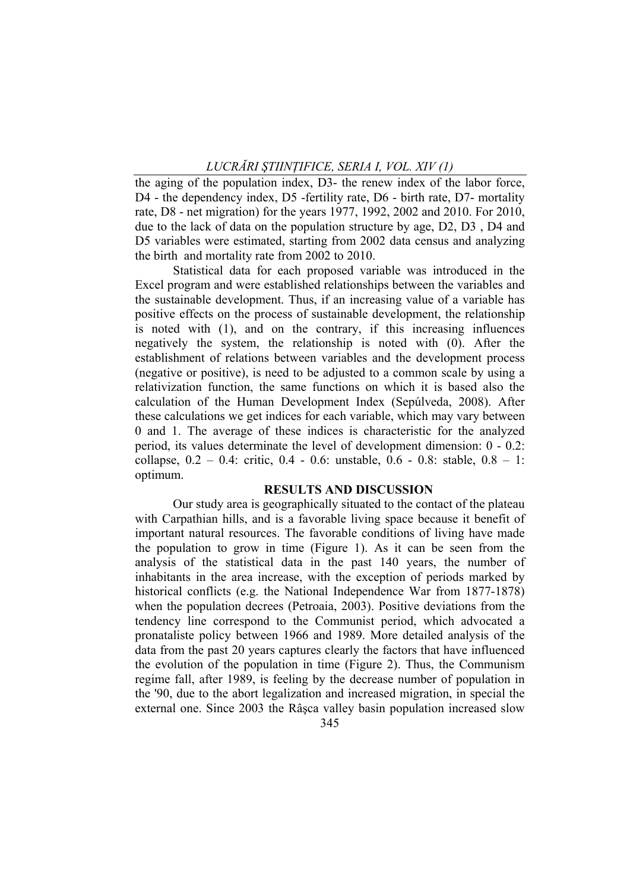the aging of the population index, D3- the renew index of the labor force, D4 - the dependency index, D5 -fertility rate, D6 - birth rate, D7- mortality rate, D8 - net migration) for the years 1977, 1992, 2002 and 2010. For 2010, due to the lack of data on the population structure by age, D2, D3 , D4 and D5 variables were estimated, starting from 2002 data census and analyzing the birth and mortality rate from 2002 to 2010.

Statistical data for each proposed variable was introduced in the Excel program and were established relationships between the variables and the sustainable development. Thus, if an increasing value of a variable has positive effects on the process of sustainable development, the relationship is noted with (1), and on the contrary, if this increasing influences negatively the system, the relationship is noted with (0). After the establishment of relations between variables and the development process (negative or positive), is need to be adjusted to a common scale by using a relativization function, the same functions on which it is based also the calculation of the Human Development Index (Sepúlveda, 2008). After these calculations we get indices for each variable, which may vary between 0 and 1. The average of these indices is characteristic for the analyzed period, its values determinate the level of development dimension: 0 - 0.2: collapse, 0.2 – 0.4: critic, 0.4 - 0.6: unstable, 0.6 - 0.8: stable, 0.8 – 1: optimum.

## RESULTS AND DISCUSSION

Our study area is geographically situated to the contact of the plateau with Carpathian hills, and is a favorable living space because it benefit of important natural resources. The favorable conditions of living have made the population to grow in time (Figure 1). As it can be seen from the analysis of the statistical data in the past 140 years, the number of inhabitants in the area increase, with the exception of periods marked by historical conflicts (e.g. the National Independence War from 1877-1878) when the population decrees (Petroaia, 2003). Positive deviations from the tendency line correspond to the Communist period, which advocated a pronataliste policy between 1966 and 1989. More detailed analysis of the data from the past 20 years captures clearly the factors that have influenced the evolution of the population in time (Figure 2). Thus, the Communism regime fall, after 1989, is feeling by the decrease number of population in the '90, due to the abort legalization and increased migration, in special the external one. Since 2003 the Râşca valley basin population increased slow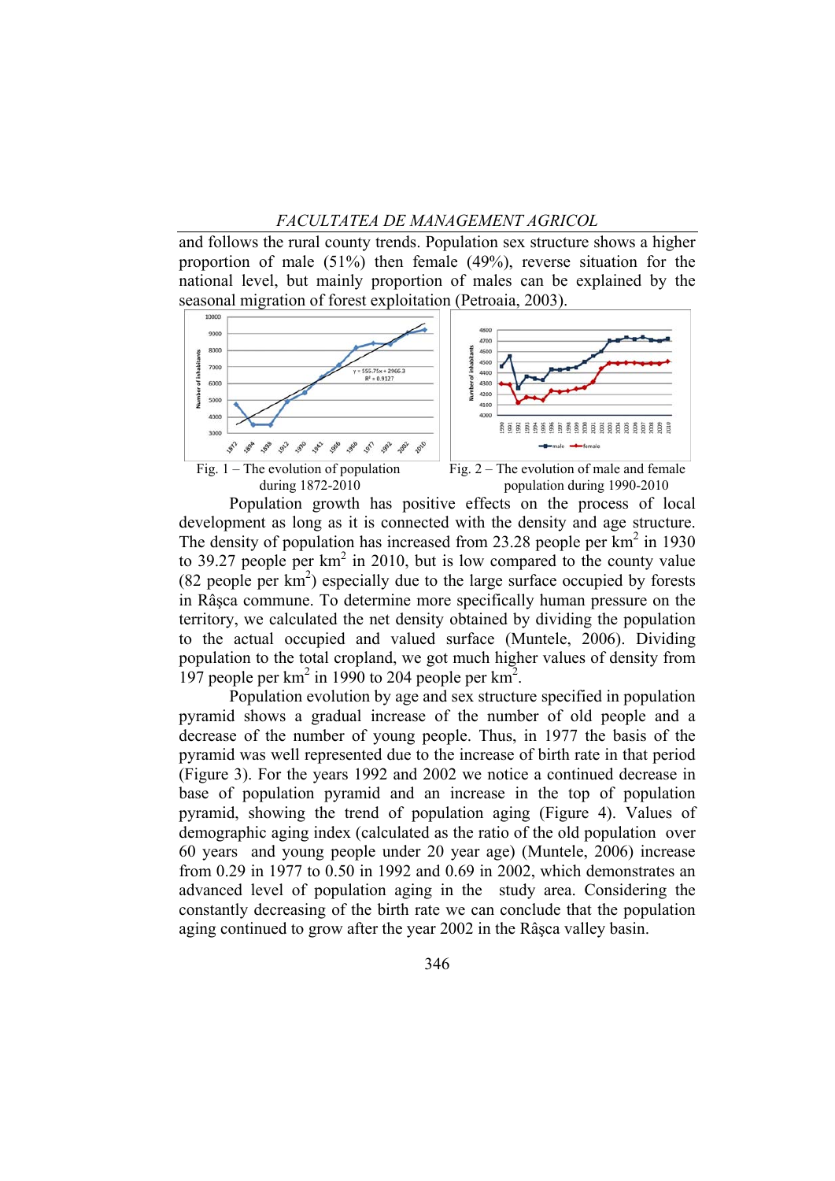and follows the rural county trends. Population sex structure shows a higher proportion of male (51%) then female (49%), reverse situation for the national level, but mainly proportion of males can be explained by the seasonal migration of forest exploitation (Petroaia, 2003).

Fig. 1 – The evolution of population during 1872-2010

Fig. 2 – The evolution of male and female population during 1990-2010

Population growth has positive effects on the process of local development as long as it is connected with the density and age structure. The density of population has increased from 23.28 people per km$^2$ in 1930 to 39.27 people per km$^2$ in 2010, but is low compared to the county value (82 people per km$^2$) especially due to the large surface occupied by forests in Râşca commune. To determine more specifically human pressure on the territory, we calculated the net density obtained by dividing the population to the actual occupied and valued surface (Muntele, 2006). Dividing population to the total cropland, we got much higher values of density from 197 people per km$^2$ in 1990 to 204 people per km$^2$.

Population evolution by age and sex structure specified in population pyramid shows a gradual increase of the number of old people and a decrease of the number of young people. Thus, in 1977 the basis of the pyramid was well represented due to the increase of birth rate in that period (Figure 3). For the years 1992 and 2002 we notice a continued decrease in base of population pyramid and an increase in the top of population pyramid, showing the trend of population aging (Figure 4). Values of demographic aging index (calculated as the ratio of the old population over 60 years and young people under 20 year age) (Muntele, 2006) increase from 0.29 in 1977 to 0.50 in 1992 and 0.69 in 2002, which demonstrates an advanced level of population aging in the study area. Considering the constantly decreasing of the birth rate we can conclude that the population aging continued to grow after the year 2002 in the Râşca valley basin.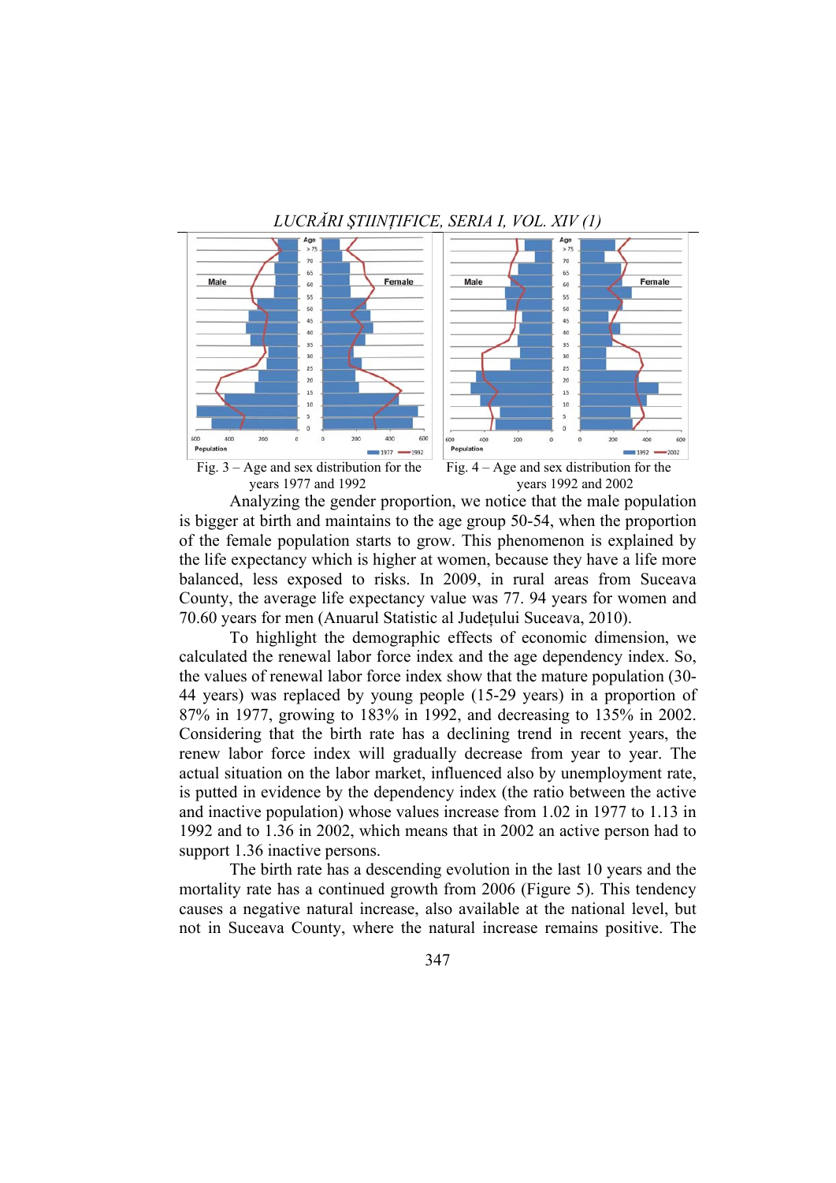Fig. 3 – Age and sex distribution for the years 1977 and 1992

Fig. 4 – Age and sex distribution for the years 1992 and 2002

Analyzing the gender proportion, we notice that the male population is bigger at birth and maintains to the age group 50-54, when the proportion of the female population starts to grow. This phenomenon is explained by the life expectancy which is higher at women, because they have a life more balanced, less exposed to risks. In 2009, in rural areas from Suceava County, the average life expectancy value was 77. 94 years for women and 70.60 years for men (Anuarul Statistic al Județului Suceava, 2010).

To highlight the demographic effects of economic dimension, we calculated the renewal labor force index and the age dependency index. So, the values of renewal labor force index show that the mature population (30-44 years) was replaced by young people (15-29 years) in a proportion of 87% in 1977, growing to 183% in 1992, and decreasing to 135% in 2002. Considering that the birth rate has a declining trend in recent years, the renew labor force index will gradually decrease from year to year. The actual situation on the labor market, influenced also by unemployment rate, is putted in evidence by the dependency index (the ratio between the active and inactive population) whose values increase from 1.02 in 1977 to 1.13 in 1992 and to 1.36 in 2002, which means that in 2002 an active person had to support 1.36 inactive persons.

The birth rate has a descending evolution in the last 10 years and the mortality rate has a continued growth from 2006 (Figure 5). This tendency causes a negative natural increase, also available at the national level, but not in Suceava County, where the natural increase remains positive. The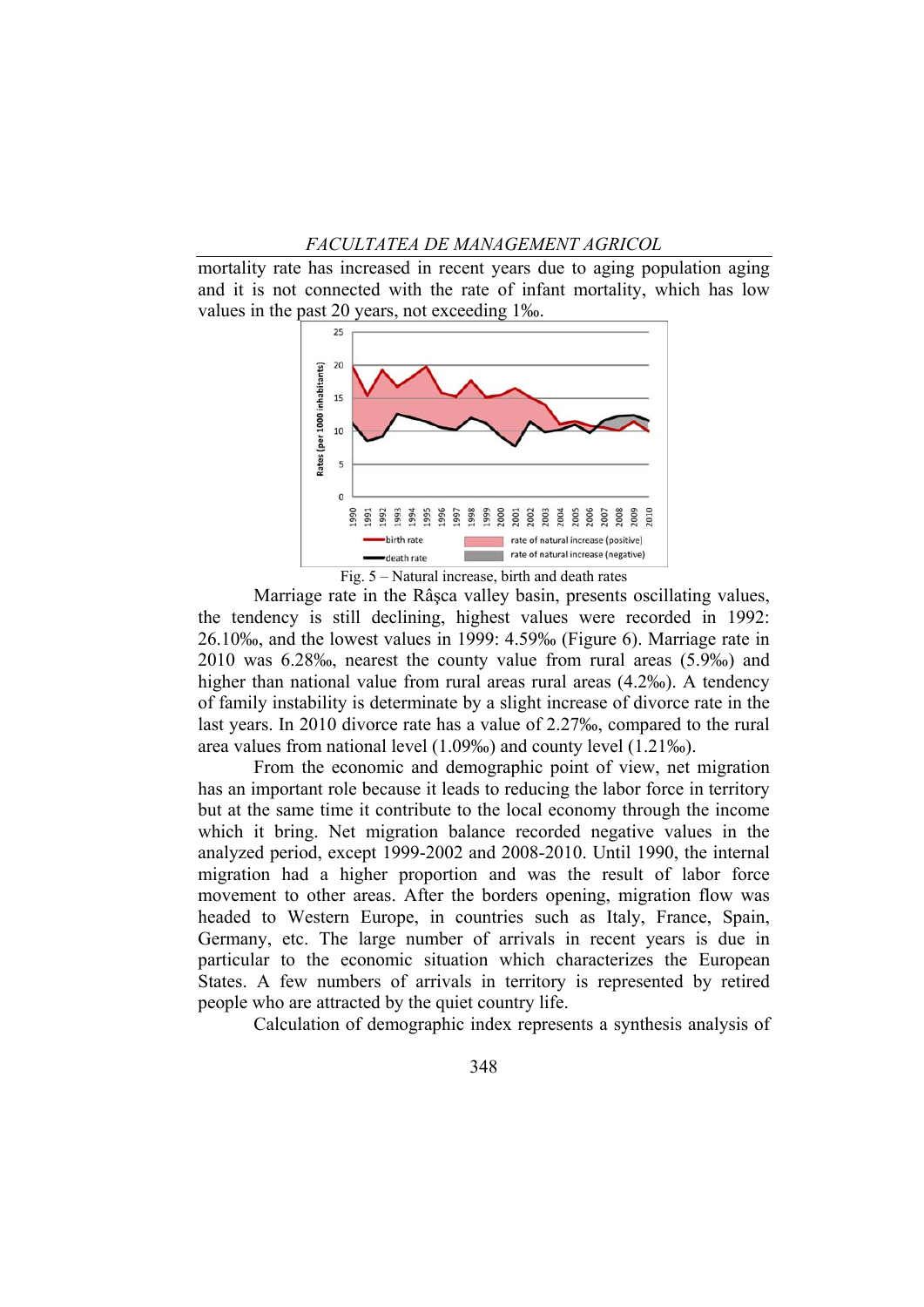mortality rate has increased in recent years due to aging population aging and it is not connected with the rate of infant mortality, which has low values in the past 20 years, not exceeding 1‰.

Fig. 5 – Natural increase, birth and death rates

Marriage rate in the Râşca valley basin, presents oscillating values, the tendency is still declining, highest values were recorded in 1992: 26.10‰, and the lowest values in 1999: 4.59‰ (Figure 6). Marriage rate in 2010 was 6.28‰, nearest the county value from rural areas (5.9‰) and higher than national value from rural areas rural areas (4.2‰). A tendency of family instability is determinate by a slight increase of divorce rate in the last years. In 2010 divorce rate has a value of 2.27‰, compared to the rural area values from national level (1.09‰) and county level (1.21‰).

From the economic and demographic point of view, net migration has an important role because it leads to reducing the labor force in territory but at the same time it contribute to the local economy through the income which it bring. Net migration balance recorded negative values in the analyzed period, except 1999-2002 and 2008-2010. Until 1990, the internal migration had a higher proportion and was the result of labor force movement to other areas. After the borders opening, migration flow was headed to Western Europe, in countries such as Italy, France, Spain, Germany, etc. The large number of arrivals in recent years is due in particular to the economic situation which characterizes the European States. A few numbers of arrivals in territory is represented by retired people who are attracted by the quiet country life.

Calculation of demographic index represents a synthesis analysis of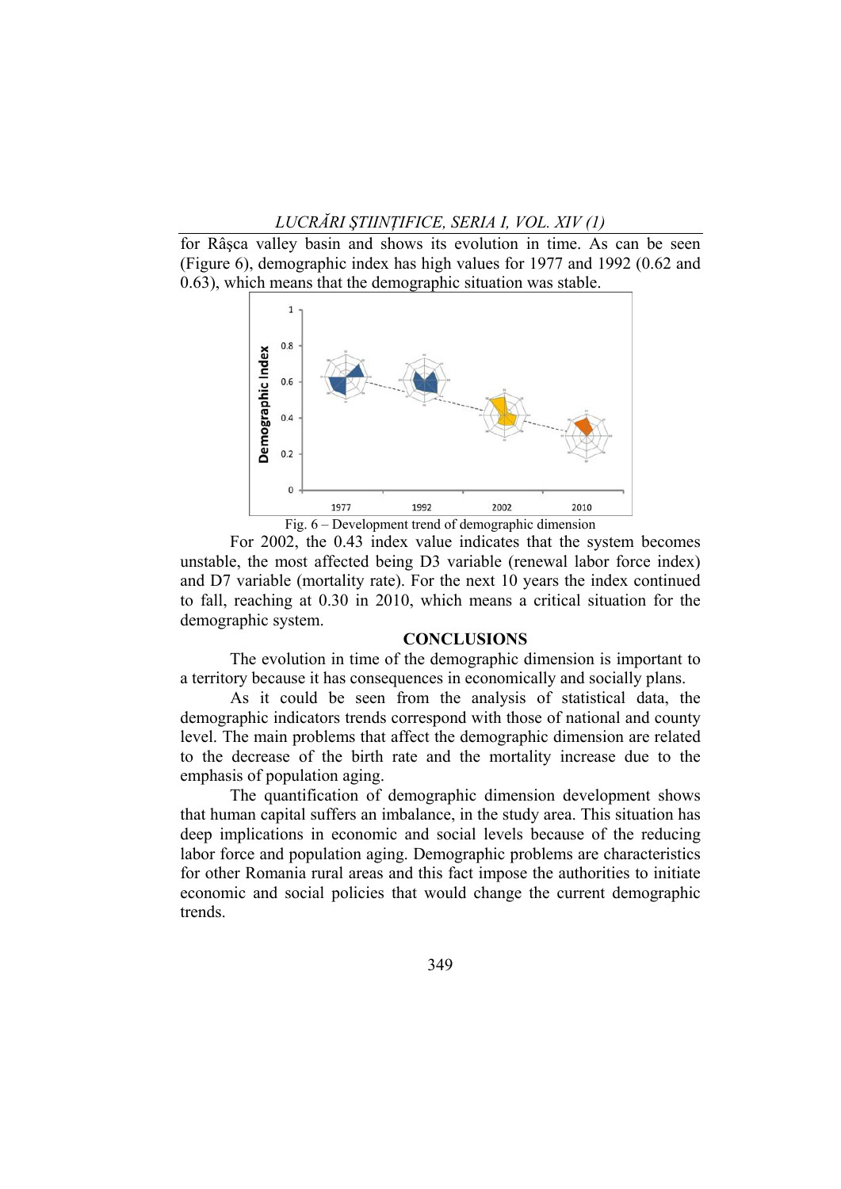for Râşca valley basin and shows its evolution in time. As can be seen (Figure 6), demographic index has high values for 1977 and 1992 (0.62 and 0.63), which means that the demographic situation was stable.

Fig. 6 – Development trend of demographic dimension

For 2002, the 0.43 index value indicates that the system becomes unstable, the most affected being D3 variable (renewal labor force index) and D7 variable (mortality rate). For the next 10 years the index continued to fall, reaching at 0.30 in 2010, which means a critical situation for the demographic system.

## CONCLUSIONS

The evolution in time of the demographic dimension is important to a territory because it has consequences in economically and socially plans.

As it could be seen from the analysis of statistical data, the demographic indicators trends correspond with those of national and county level. The main problems that affect the demographic dimension are related to the decrease of the birth rate and the mortality increase due to the emphasis of population aging.

The quantification of demographic dimension development shows that human capital suffers an imbalance, in the study area. This situation has deep implications in economic and social levels because of the reducing labor force and population aging. Demographic problems are characteristics for other Romania rural areas and this fact impose the authorities to initiate economic and social policies that would change the current demographic trends.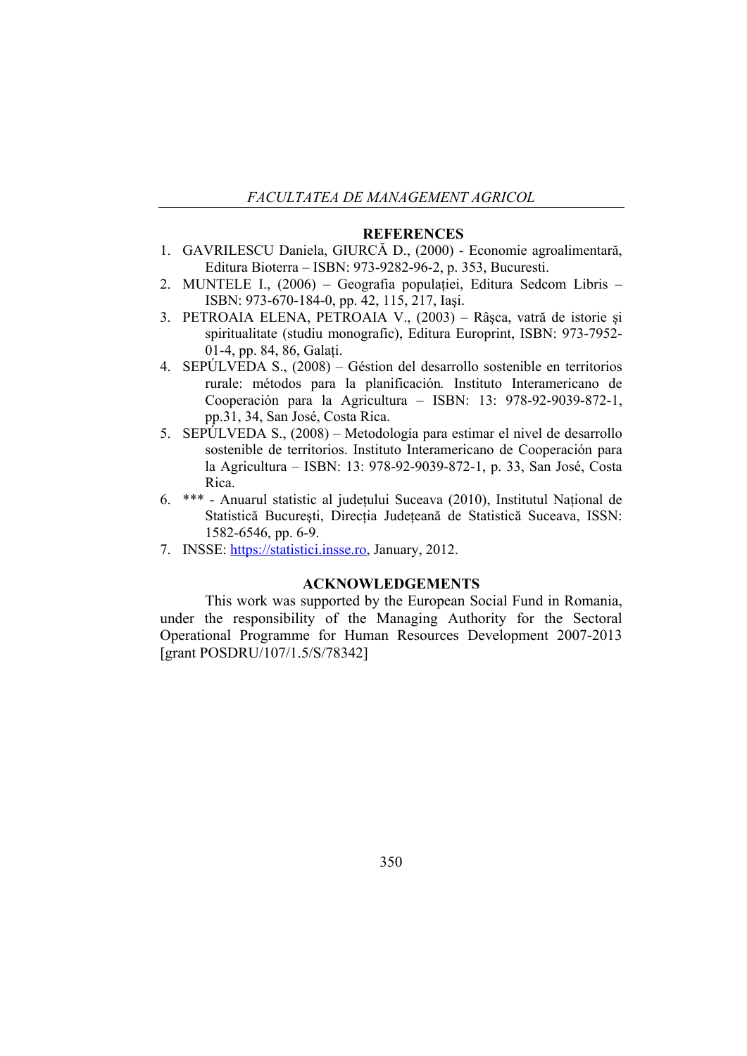## REFERENCES

1. GAVRILESCU Daniela, GIURCĂ D., (2000) - Economie agroalimentară, Editura Bioterra – ISBN: 973-9282-96-2, p. 353, Bucuresti.
2. MUNTELE I., (2006) – Geografia populației, Editura Sedcom Libris – ISBN: 973-670-184-0, pp. 42, 115, 217, Iași.
3. PETROAIA ELENA, PETROAIA V., (2003) – Râşca, vatră de istorie şi spiritualitate (studiu monografic), Editura Europrint, ISBN: 973-7952-01-4, pp. 84, 86, Galați.
4. SEPÚLVEDA S., (2008) – Géstion del desarrollo sostenible en territorios rurale: métodos para la planificación. Instituto Interamericano de Cooperación para la Agricultura – ISBN: 13: 978-92-9039-872-1, pp.31, 34, San José, Costa Rica.
5. SEPÚLVEDA S., (2008) – Metodología para estimar el nivel de desarrollo sostenible de territorios. Instituto Interamericano de Cooperación para la Agricultura – ISBN: 13: 978-92-9039-872-1, p. 33, San José, Costa Rica.
6. *** - Anuarul statistic al județului Suceava (2010), Institutul Național de Statistică București, Direcția Județeană de Statistică Suceava, ISSN: 1582-6546, pp. 6-9.
7. INSSE: https://statistici.insse.ro, January, 2012.

## ACKNOWLEDGEMENTS

This work was supported by the European Social Fund in Romania, under the responsibility of the Managing Authority for the Sectoral Operational Programme for Human Resources Development 2007-2013 [grant POSDRU/107/1.5/S/78342]